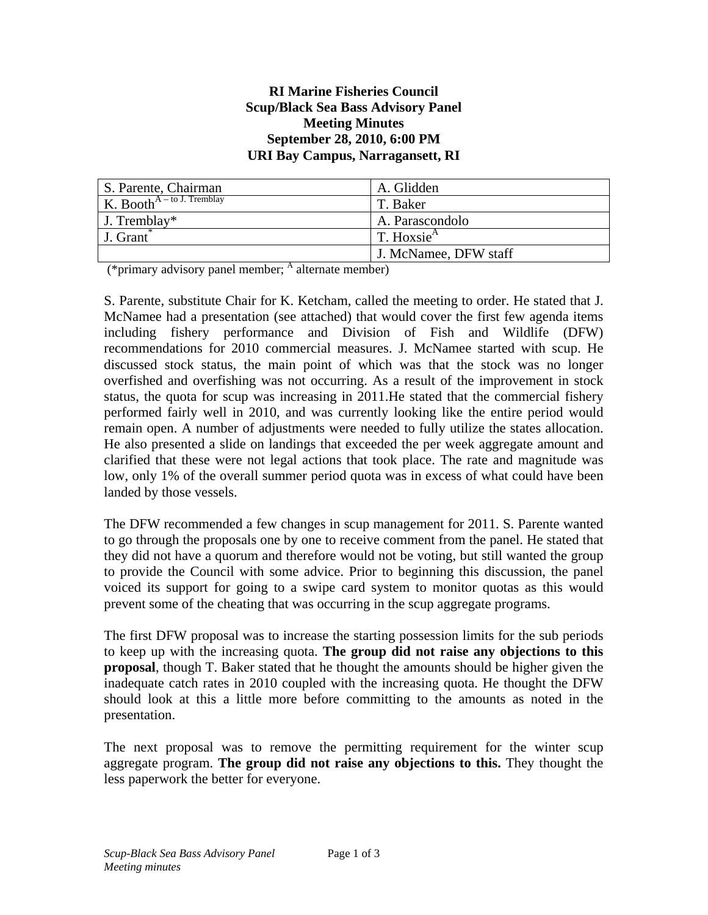**RI Marine Fisheries Council**
**Scup/Black Sea Bass Advisory Panel**
**Meeting Minutes**
**September 28, 2010, 6:00 PM**
**URI Bay Campus, Narragansett, RI**

| | |
|---|---|
| S. Parente, Chairman | A. Glidden |
| K. Booth[A – to J. Tremblay] | T. Baker |
| J. Tremblay* | A. Parascondolo |
| J. Grant* | T. Hoxsie[A] |
| | J. McNamee, DFW staff |

(*primary advisory panel member; [A] alternate member)

S. Parente, substitute Chair for K. Ketcham, called the meeting to order. He stated that J. McNamee had a presentation (see attached) that would cover the first few agenda items including fishery performance and Division of Fish and Wildlife (DFW) recommendations for 2010 commercial measures. J. McNamee started with scup. He discussed stock status, the main point of which was that the stock was no longer overfished and overfishing was not occurring. As a result of the improvement in stock status, the quota for scup was increasing in 2011.He stated that the commercial fishery performed fairly well in 2010, and was currently looking like the entire period would remain open. A number of adjustments were needed to fully utilize the states allocation. He also presented a slide on landings that exceeded the per week aggregate amount and clarified that these were not legal actions that took place. The rate and magnitude was low, only 1% of the overall summer period quota was in excess of what could have been landed by those vessels.

The DFW recommended a few changes in scup management for 2011. S. Parente wanted to go through the proposals one by one to receive comment from the panel. He stated that they did not have a quorum and therefore would not be voting, but still wanted the group to provide the Council with some advice. Prior to beginning this discussion, the panel voiced its support for going to a swipe card system to monitor quotas as this would prevent some of the cheating that was occurring in the scup aggregate programs.

The first DFW proposal was to increase the starting possession limits for the sub periods to keep up with the increasing quota. **The group did not raise any objections to this proposal**, though T. Baker stated that he thought the amounts should be higher given the inadequate catch rates in 2010 coupled with the increasing quota. He thought the DFW should look at this a little more before committing to the amounts as noted in the presentation.

The next proposal was to remove the permitting requirement for the winter scup aggregate program. **The group did not raise any objections to this.** They thought the less paperwork the better for everyone.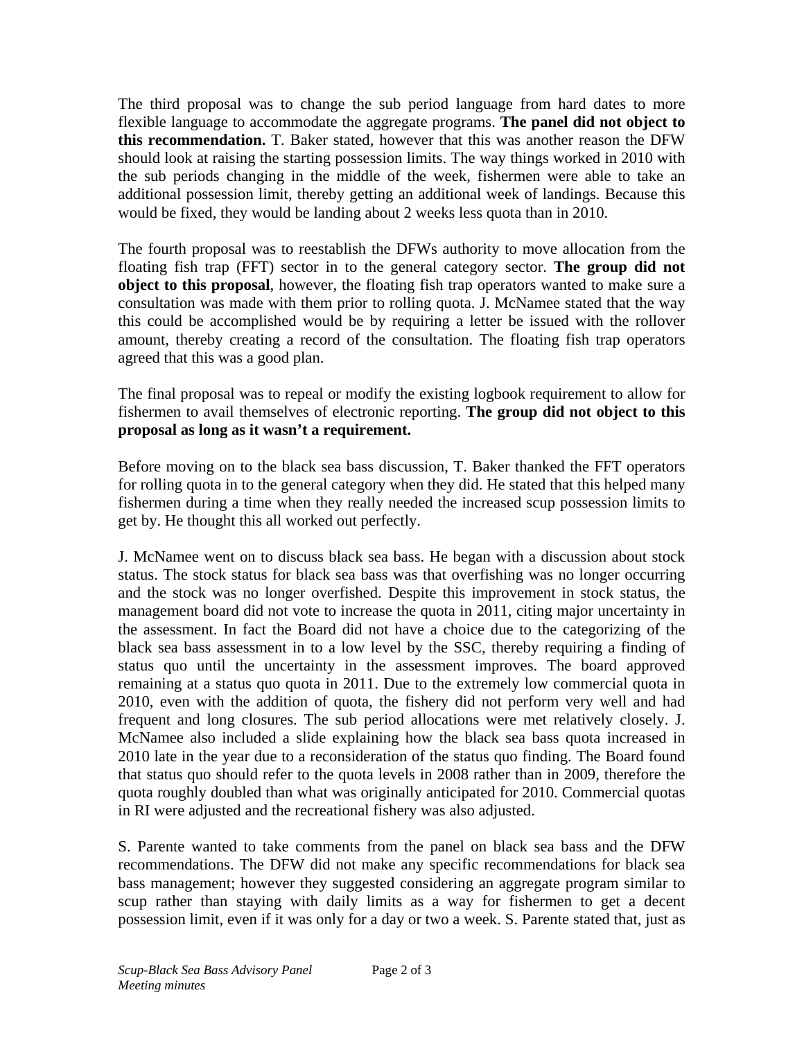The third proposal was to change the sub period language from hard dates to more flexible language to accommodate the aggregate programs. **The panel did not object to this recommendation.** T. Baker stated, however that this was another reason the DFW should look at raising the starting possession limits. The way things worked in 2010 with the sub periods changing in the middle of the week, fishermen were able to take an additional possession limit, thereby getting an additional week of landings. Because this would be fixed, they would be landing about 2 weeks less quota than in 2010.

The fourth proposal was to reestablish the DFWs authority to move allocation from the floating fish trap (FFT) sector in to the general category sector. **The group did not object to this proposal**, however, the floating fish trap operators wanted to make sure a consultation was made with them prior to rolling quota. J. McNamee stated that the way this could be accomplished would be by requiring a letter be issued with the rollover amount, thereby creating a record of the consultation. The floating fish trap operators agreed that this was a good plan.

The final proposal was to repeal or modify the existing logbook requirement to allow for fishermen to avail themselves of electronic reporting. **The group did not object to this proposal as long as it wasn't a requirement.**

Before moving on to the black sea bass discussion, T. Baker thanked the FFT operators for rolling quota in to the general category when they did. He stated that this helped many fishermen during a time when they really needed the increased scup possession limits to get by. He thought this all worked out perfectly.

J. McNamee went on to discuss black sea bass. He began with a discussion about stock status. The stock status for black sea bass was that overfishing was no longer occurring and the stock was no longer overfished. Despite this improvement in stock status, the management board did not vote to increase the quota in 2011, citing major uncertainty in the assessment. In fact the Board did not have a choice due to the categorizing of the black sea bass assessment in to a low level by the SSC, thereby requiring a finding of status quo until the uncertainty in the assessment improves. The board approved remaining at a status quo quota in 2011. Due to the extremely low commercial quota in 2010, even with the addition of quota, the fishery did not perform very well and had frequent and long closures. The sub period allocations were met relatively closely. J. McNamee also included a slide explaining how the black sea bass quota increased in 2010 late in the year due to a reconsideration of the status quo finding. The Board found that status quo should refer to the quota levels in 2008 rather than in 2009, therefore the quota roughly doubled than what was originally anticipated for 2010. Commercial quotas in RI were adjusted and the recreational fishery was also adjusted.

S. Parente wanted to take comments from the panel on black sea bass and the DFW recommendations. The DFW did not make any specific recommendations for black sea bass management; however they suggested considering an aggregate program similar to scup rather than staying with daily limits as a way for fishermen to get a decent possession limit, even if it was only for a day or two a week. S. Parente stated that, just as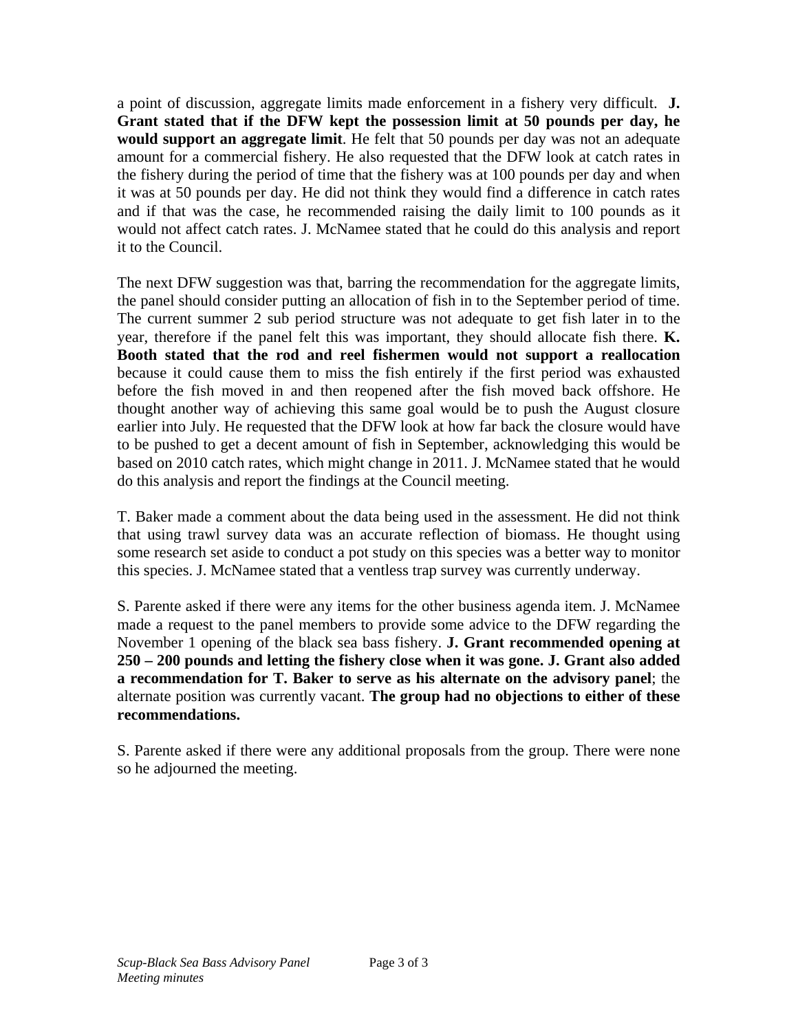a point of discussion, aggregate limits made enforcement in a fishery very difficult. **J. Grant stated that if the DFW kept the possession limit at 50 pounds per day, he would support an aggregate limit**. He felt that 50 pounds per day was not an adequate amount for a commercial fishery. He also requested that the DFW look at catch rates in the fishery during the period of time that the fishery was at 100 pounds per day and when it was at 50 pounds per day. He did not think they would find a difference in catch rates and if that was the case, he recommended raising the daily limit to 100 pounds as it would not affect catch rates. J. McNamee stated that he could do this analysis and report it to the Council.

The next DFW suggestion was that, barring the recommendation for the aggregate limits, the panel should consider putting an allocation of fish in to the September period of time. The current summer 2 sub period structure was not adequate to get fish later in to the year, therefore if the panel felt this was important, they should allocate fish there. **K. Booth stated that the rod and reel fishermen would not support a reallocation** because it could cause them to miss the fish entirely if the first period was exhausted before the fish moved in and then reopened after the fish moved back offshore. He thought another way of achieving this same goal would be to push the August closure earlier into July. He requested that the DFW look at how far back the closure would have to be pushed to get a decent amount of fish in September, acknowledging this would be based on 2010 catch rates, which might change in 2011. J. McNamee stated that he would do this analysis and report the findings at the Council meeting.

T. Baker made a comment about the data being used in the assessment. He did not think that using trawl survey data was an accurate reflection of biomass. He thought using some research set aside to conduct a pot study on this species was a better way to monitor this species. J. McNamee stated that a ventless trap survey was currently underway.

S. Parente asked if there were any items for the other business agenda item. J. McNamee made a request to the panel members to provide some advice to the DFW regarding the November 1 opening of the black sea bass fishery. **J. Grant recommended opening at 250 – 200 pounds and letting the fishery close when it was gone. J. Grant also added a recommendation for T. Baker to serve as his alternate on the advisory panel**; the alternate position was currently vacant. **The group had no objections to either of these recommendations.**

S. Parente asked if there were any additional proposals from the group. There were none so he adjourned the meeting.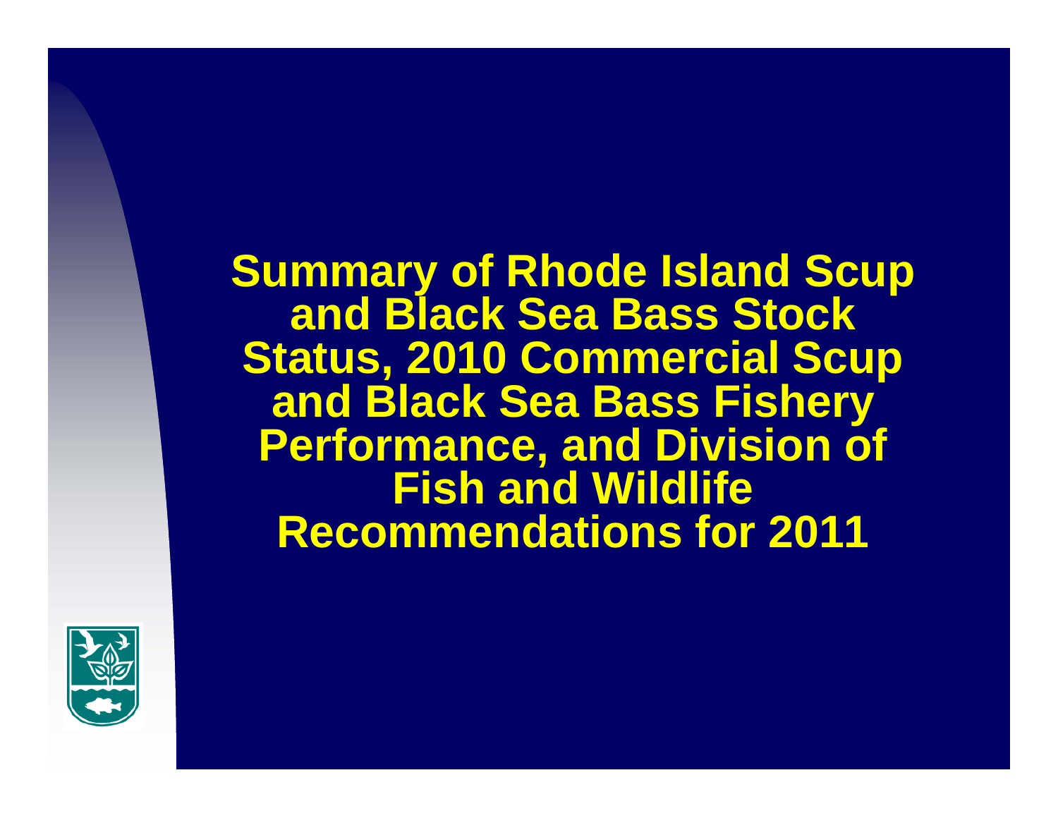# Summary of Rhode Island Scup and Black Sea Bass Stock Status, 2010 Commercial Scup and Black Sea Bass Fishery Performance, and Division of Fish and Wildlife Recommendations for 2011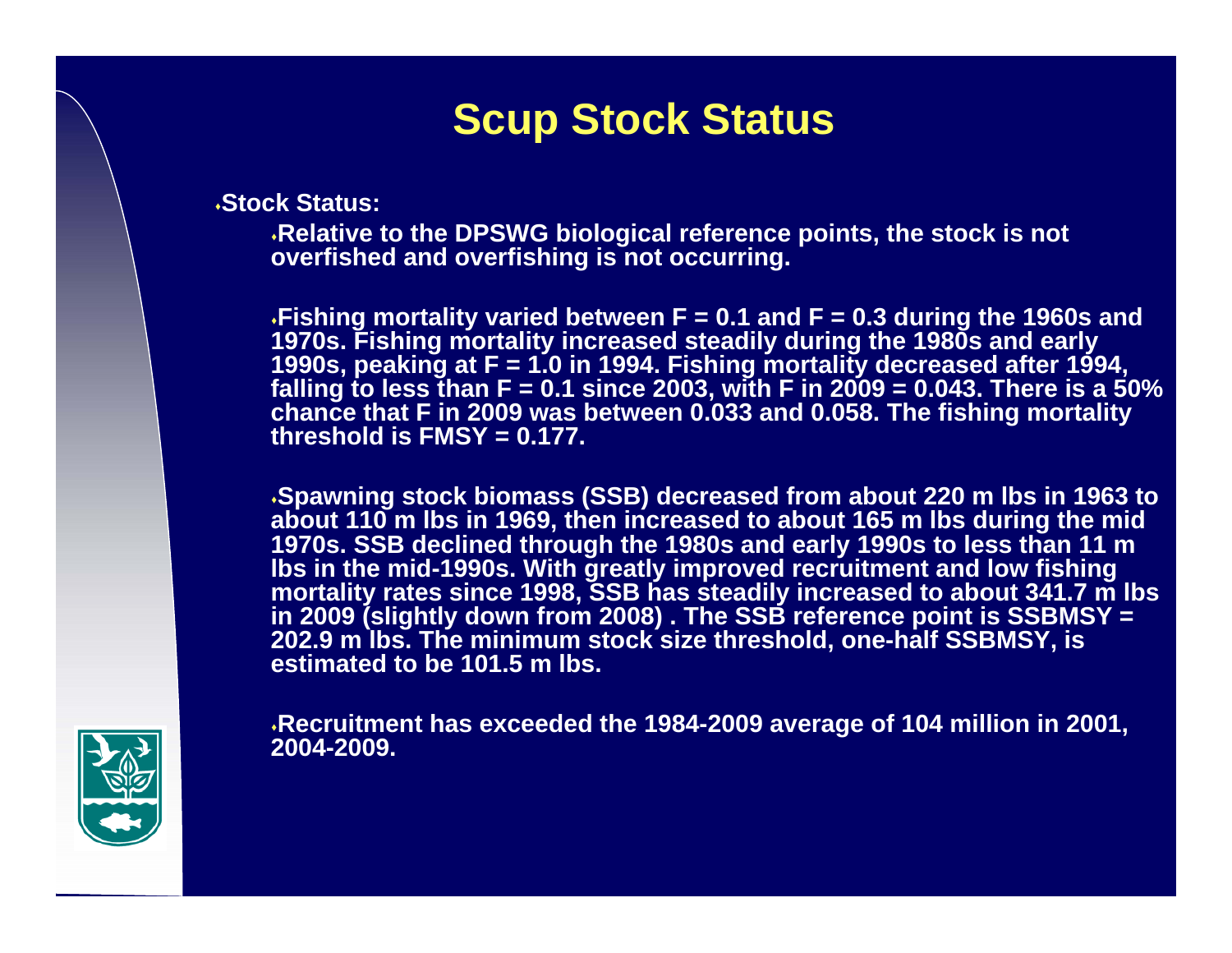# Scup Stock Status

- **Stock Status:**
  - **Relative to the DPSWG biological reference points, the stock is not overfished and overfishing is not occurring.**
  - **Fishing mortality varied between F = 0.1 and F = 0.3 during the 1960s and 1970s. Fishing mortality increased steadily during the 1980s and early 1990s, peaking at F = 1.0 in 1994. Fishing mortality decreased after 1994, falling to less than F = 0.1 since 2003, with F in 2009 = 0.043. There is a 50% chance that F in 2009 was between 0.033 and 0.058. The fishing mortality threshold is FMSY = 0.177.**
  - **Spawning stock biomass (SSB) decreased from about 220 m lbs in 1963 to about 110 m lbs in 1969, then increased to about 165 m lbs during the mid 1970s. SSB declined through the 1980s and early 1990s to less than 11 m lbs in the mid-1990s. With greatly improved recruitment and low fishing mortality rates since 1998, SSB has steadily increased to about 341.7 m lbs in 2009 (slightly down from 2008) . The SSB reference point is SSBMSY = 202.9 m lbs. The minimum stock size threshold, one-half SSBMSY, is estimated to be 101.5 m lbs.**
  - **Recruitment has exceeded the 1984-2009 average of 104 million in 2001, 2004-2009.**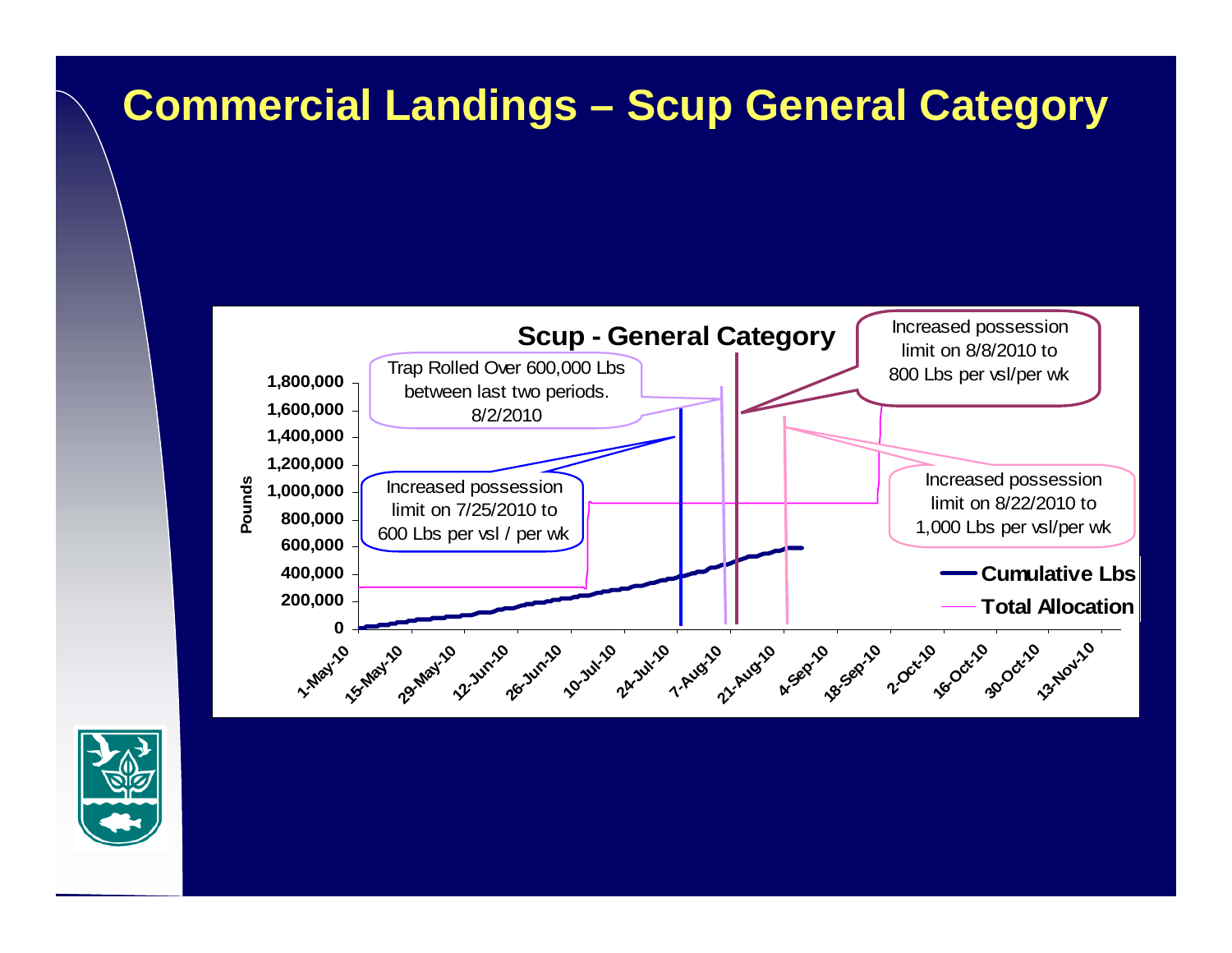# Commercial Landings – Scup General Category

**Scup - General Category**

Trap Rolled Over 600,000 Lbs between last two periods. 8/2/2010

Increased possession limit on 8/8/2010 to 800 Lbs per vsl/per wk

Increased possession limit on 7/25/2010 to 600 Lbs per vsl / per wk

Increased possession limit on 8/22/2010 to 1,000 Lbs per vsl/per wk

Pounds: 0, 200,000, 400,000, 600,000, 800,000, 1,000,000, 1,200,000, 1,400,000, 1,600,000, 1,800,000

1-May-10, 15-May-10, 29-May-10, 12-Jun-10, 26-Jun-10, 10-Jul-10, 24-Jul-10, 7-Aug-10, 21-Aug-10, 4-Sep-10, 18-Sep-10, 2-Oct-10, 16-Oct-10, 30-Oct-10, 13-Nov-10

Cumulative Lbs

Total Allocation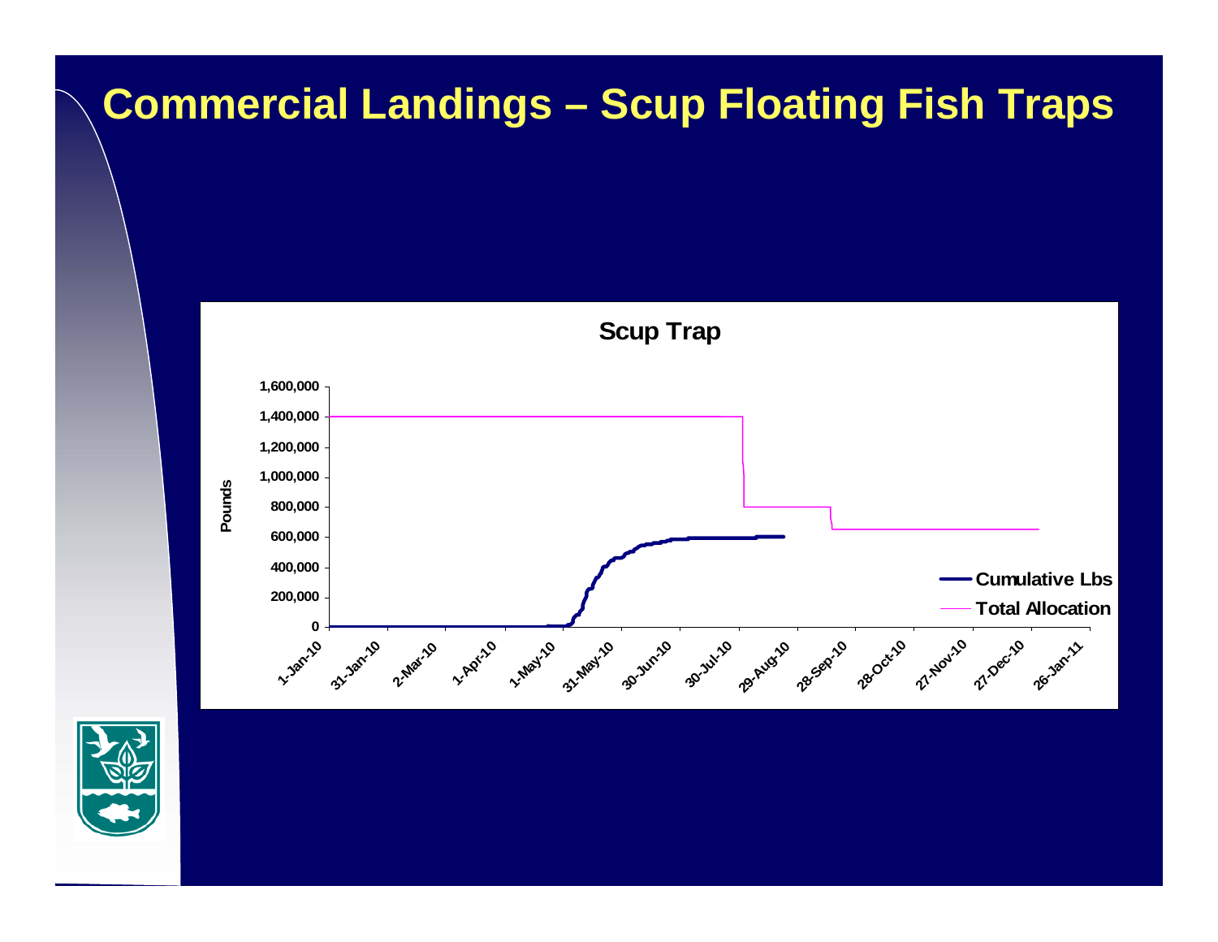# Commercial Landings – Scup Floating Fish Traps

**Scup Trap**

Pounds

1,600,000
1,400,000
1,200,000
1,000,000
800,000
600,000
400,000
200,000
0

1-Jan-10, 31-Jan-10, 2-Mar-10, 1-Apr-10, 1-May-10, 31-May-10, 30-Jun-10, 30-Jul-10, 29-Aug-10, 28-Sep-10, 28-Oct-10, 27-Nov-10, 27-Dec-10, 26-Jan-11

Cumulative Lbs

Total Allocation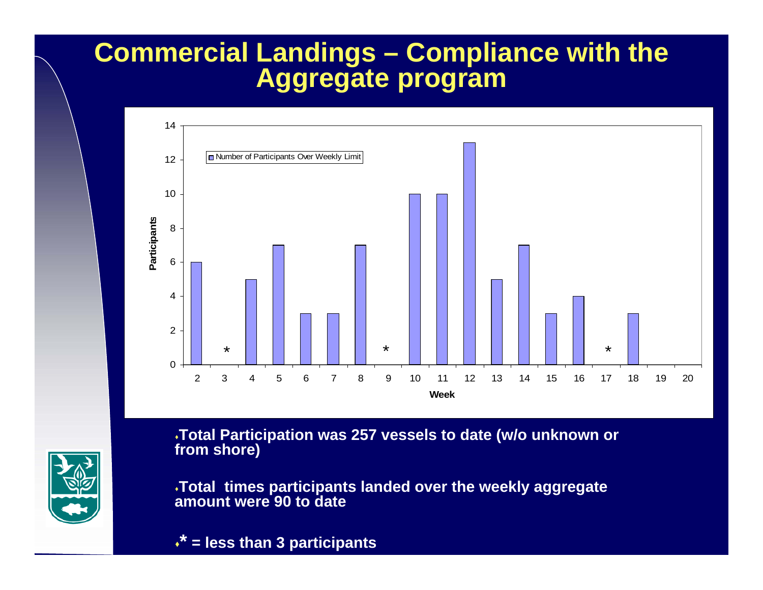# Commercial Landings – Compliance with the Aggregate program

| Week | Number of Participants Over Weekly Limit |
|---|---|
| 2 | 6 |
| 3 | * |
| 4 | 5 |
| 5 | 7 |
| 6 | 3 |
| 7 | 3 |
| 8 | 7 |
| 9 | * |
| 10 | 10 |
| 11 | 10 |
| 12 | 13 |
| 13 | 5 |
| 14 | 7 |
| 15 | 3 |
| 16 | 4 |
| 17 | * |
| 18 | 3 |
| 19 | |
| 20 | |

- **Total Participation was 257 vessels to date (w/o unknown or from shore)**
- **Total times participants landed over the weekly aggregate amount were 90 to date**
- **\* = less than 3 participants**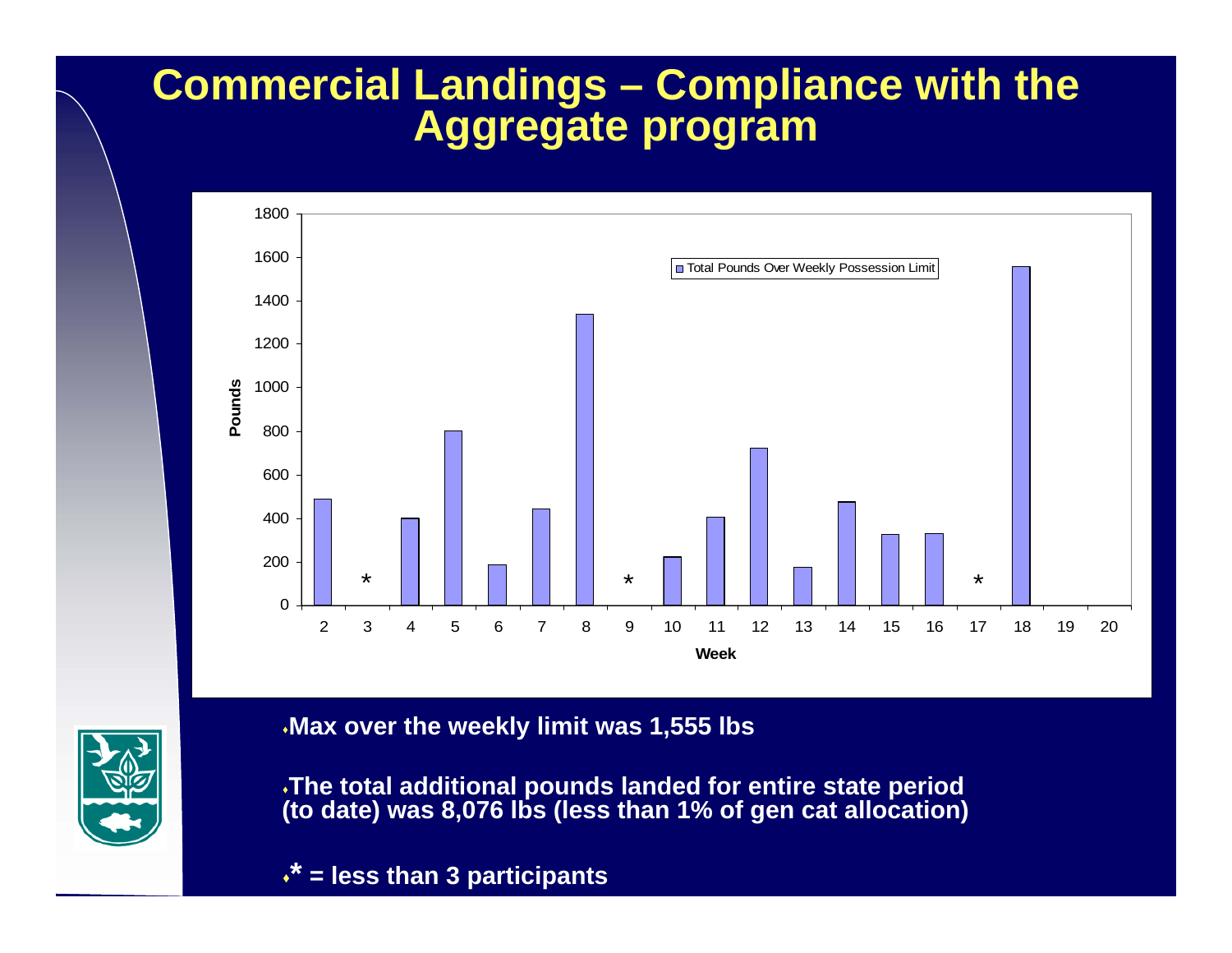# Commercial Landings – Compliance with the Aggregate program

- Max over the weekly limit was 1,555 lbs
- The total additional pounds landed for entire state period (to date) was 8,076 lbs (less than 1% of gen cat allocation)
- * = less than 3 participants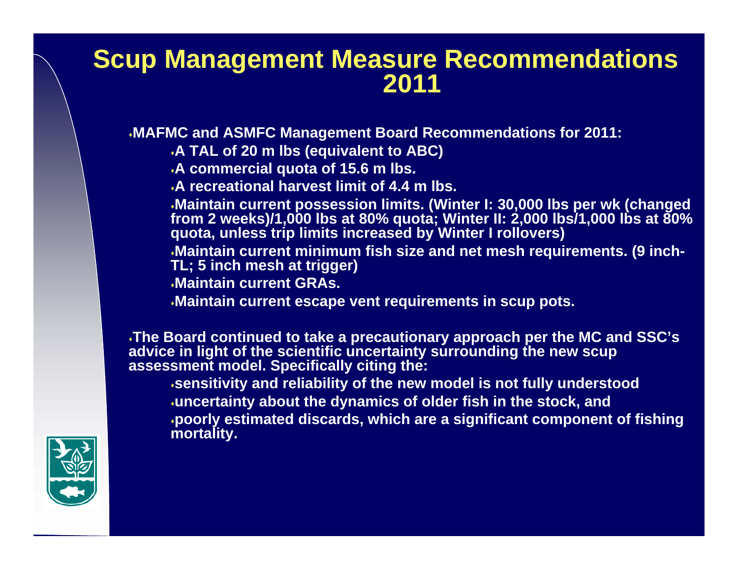# Scup Management Measure Recommendations 2011

- MAFMC and ASMFC Management Board Recommendations for 2011:
  - A TAL of 20 m lbs (equivalent to ABC)
  - A commercial quota of 15.6 m lbs.
  - A recreational harvest limit of 4.4 m lbs.
  - Maintain current possession limits. (Winter I: 30,000 lbs per wk (changed from 2 weeks)/1,000 lbs at 80% quota; Winter II: 2,000 lbs/1,000 lbs at 80% quota, unless trip limits increased by Winter I rollovers)
  - Maintain current minimum fish size and net mesh requirements. (9 inch-TL; 5 inch mesh at trigger)
  - Maintain current GRAs.
  - Maintain current escape vent requirements in scup pots.

- The Board continued to take a precautionary approach per the MC and SSC's advice in light of the scientific uncertainty surrounding the new scup assessment model. Specifically citing the:
  - sensitivity and reliability of the new model is not fully understood
  - uncertainty about the dynamics of older fish in the stock, and
  - poorly estimated discards, which are a significant component of fishing mortality.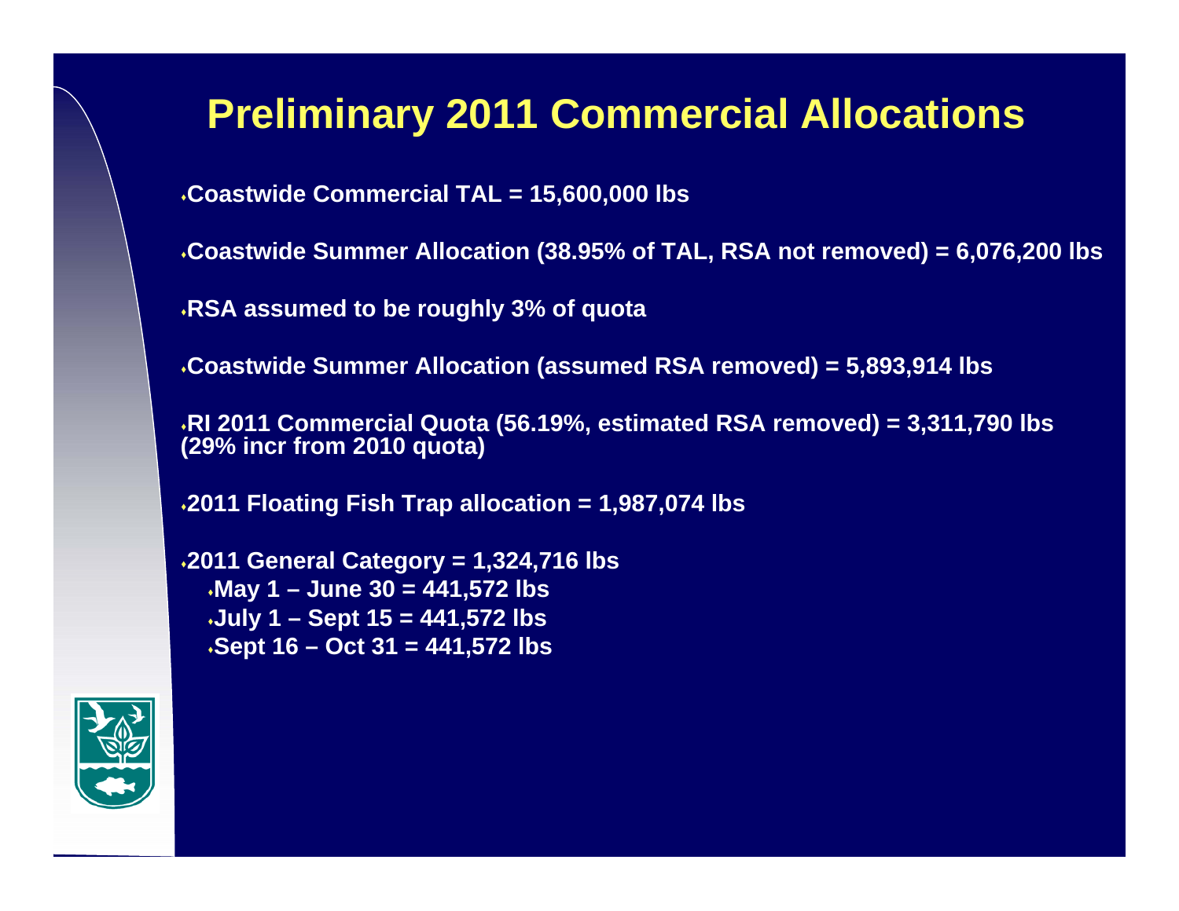# Preliminary 2011 Commercial Allocations

- Coastwide Commercial TAL = 15,600,000 lbs
- Coastwide Summer Allocation (38.95% of TAL, RSA not removed) = 6,076,200 lbs
- RSA assumed to be roughly 3% of quota
- Coastwide Summer Allocation (assumed RSA removed) = 5,893,914 lbs
- RI 2011 Commercial Quota (56.19%, estimated RSA removed) = 3,311,790 lbs (29% incr from 2010 quota)
- 2011 Floating Fish Trap allocation = 1,987,074 lbs
- 2011 General Category = 1,324,716 lbs
  - May 1 – June 30 = 441,572 lbs
  - July 1 – Sept 15 = 441,572 lbs
  - Sept 16 – Oct 31 = 441,572 lbs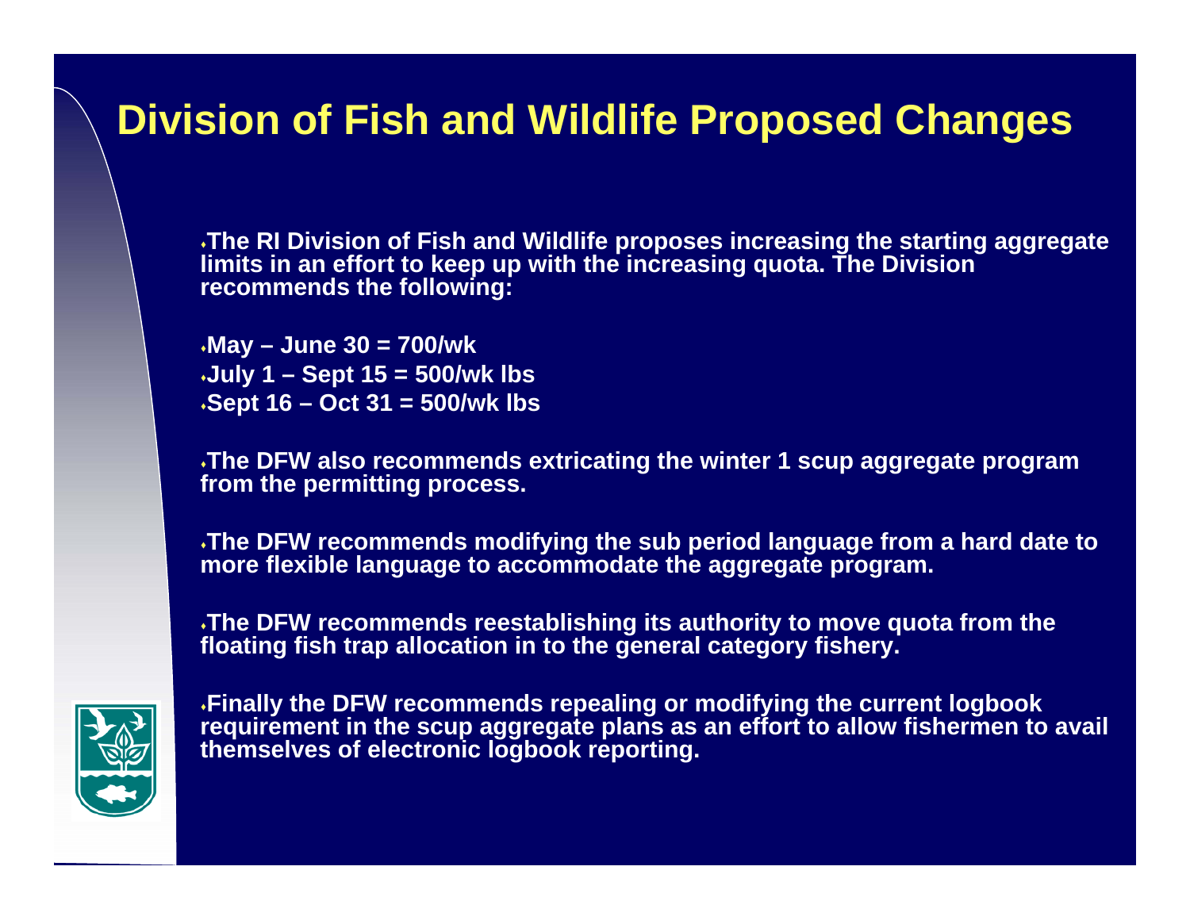# Division of Fish and Wildlife Proposed Changes

- **The RI Division of Fish and Wildlife proposes increasing the starting aggregate limits in an effort to keep up with the increasing quota. The Division recommends the following:**

- **May – June 30 = 700/wk**
- **July 1 – Sept 15 = 500/wk lbs**
- **Sept 16 – Oct 31 = 500/wk lbs**

- **The DFW also recommends extricating the winter 1 scup aggregate program from the permitting process.**

- **The DFW recommends modifying the sub period language from a hard date to more flexible language to accommodate the aggregate program.**

- **The DFW recommends reestablishing its authority to move quota from the floating fish trap allocation in to the general category fishery.**

- **Finally the DFW recommends repealing or modifying the current logbook requirement in the scup aggregate plans as an effort to allow fishermen to avail themselves of electronic logbook reporting.**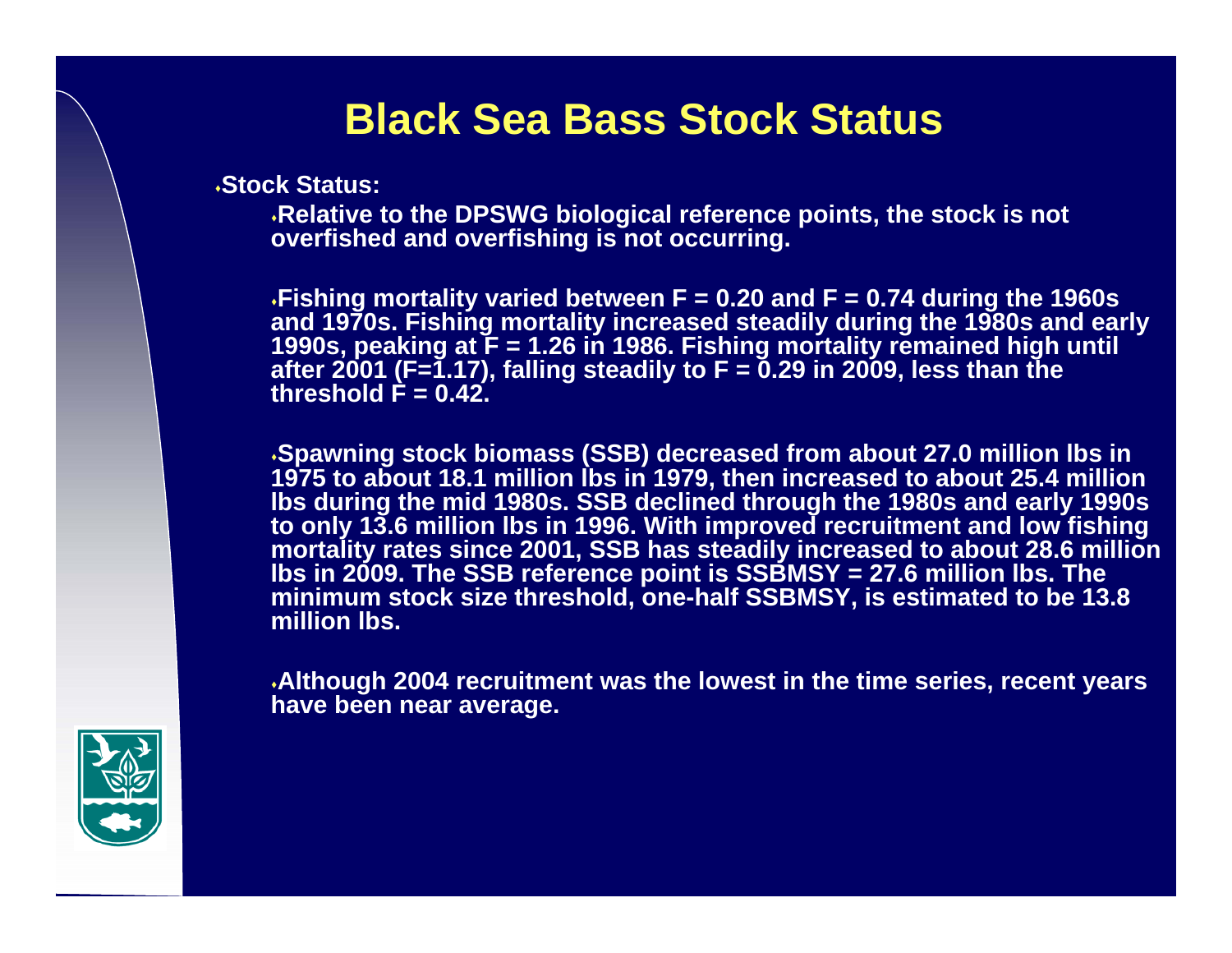# Black Sea Bass Stock Status

- **Stock Status:**
  - **Relative to the DPSWG biological reference points, the stock is not overfished and overfishing is not occurring.**
  - **Fishing mortality varied between F = 0.20 and F = 0.74 during the 1960s and 1970s. Fishing mortality increased steadily during the 1980s and early 1990s, peaking at F = 1.26 in 1986. Fishing mortality remained high until after 2001 (F=1.17), falling steadily to F = 0.29 in 2009, less than the threshold F = 0.42.**
  - **Spawning stock biomass (SSB) decreased from about 27.0 million lbs in 1975 to about 18.1 million lbs in 1979, then increased to about 25.4 million lbs during the mid 1980s. SSB declined through the 1980s and early 1990s to only 13.6 million lbs in 1996. With improved recruitment and low fishing mortality rates since 2001, SSB has steadily increased to about 28.6 million lbs in 2009. The SSB reference point is SSBMSY = 27.6 million lbs. The minimum stock size threshold, one-half SSBMSY, is estimated to be 13.8 million lbs.**
  - **Although 2004 recruitment was the lowest in the time series, recent years have been near average.**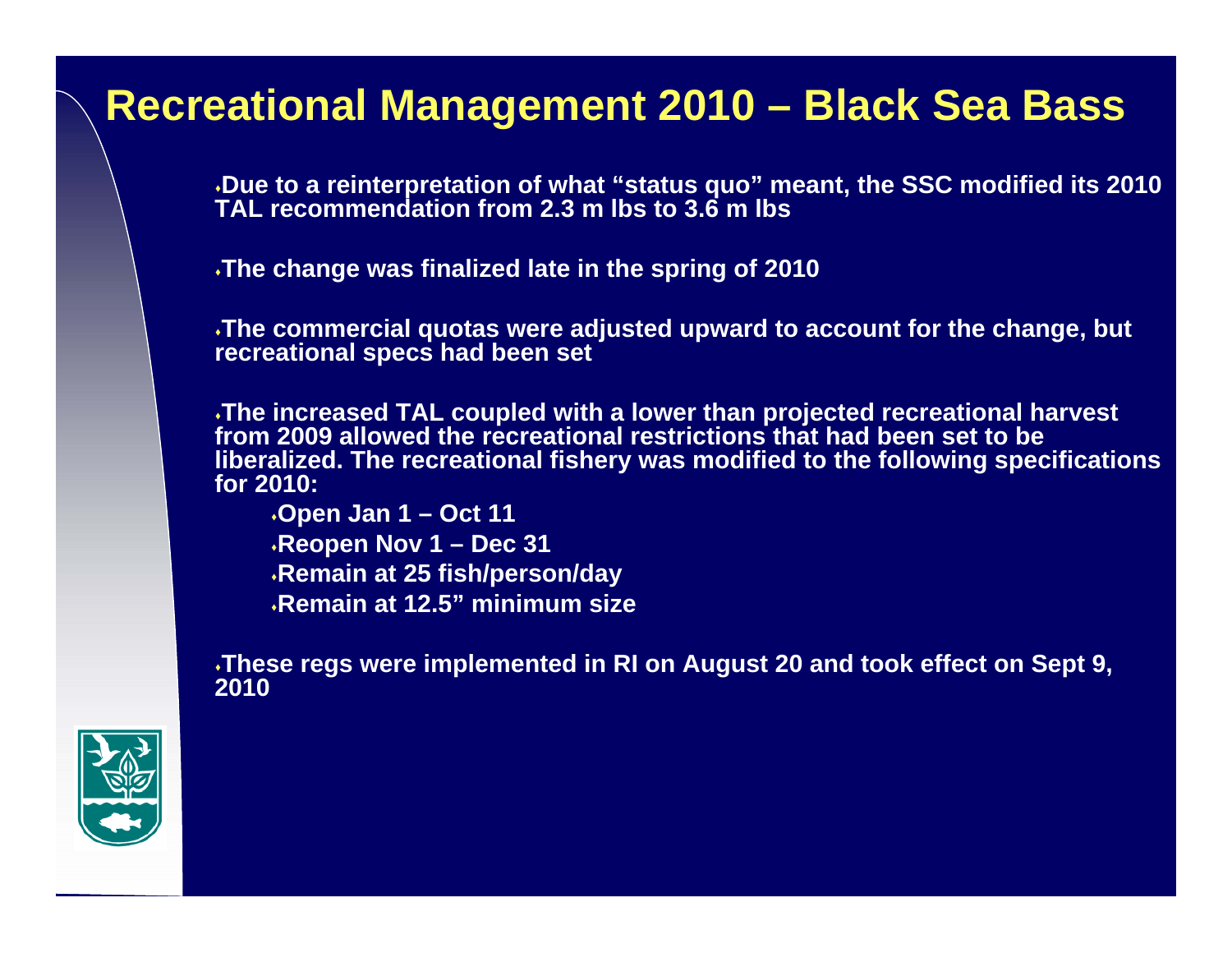# Recreational Management 2010 – Black Sea Bass

- Due to a reinterpretation of what "status quo" meant, the SSC modified its 2010 TAL recommendation from 2.3 m lbs to 3.6 m lbs

- The change was finalized late in the spring of 2010

- The commercial quotas were adjusted upward to account for the change, but recreational specs had been set

- The increased TAL coupled with a lower than projected recreational harvest from 2009 allowed the recreational restrictions that had been set to be liberalized. The recreational fishery was modified to the following specifications for 2010:
  - Open Jan 1 – Oct 11
  - Reopen Nov 1 – Dec 31
  - Remain at 25 fish/person/day
  - Remain at 12.5" minimum size

- These regs were implemented in RI on August 20 and took effect on Sept 9, 2010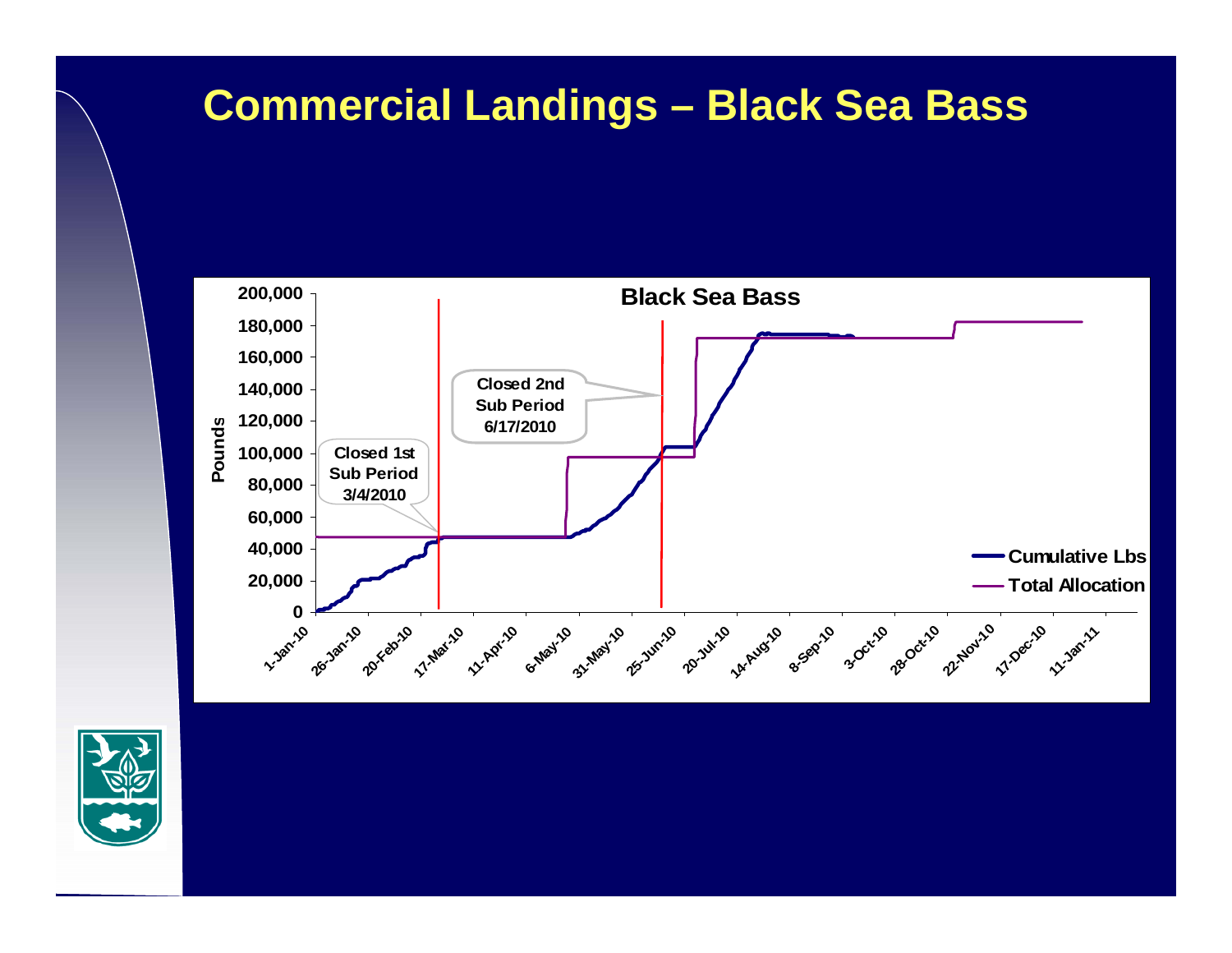# Commercial Landings – Black Sea Bass

**Black Sea Bass**

Pounds: 0, 20,000, 40,000, 60,000, 80,000, 100,000, 120,000, 140,000, 160,000, 180,000, 200,000

1-Jan-10, 26-Jan-10, 20-Feb-10, 17-Mar-10, 11-Apr-10, 6-May-10, 31-May-10, 25-Jun-10, 20-Jul-10, 14-Aug-10, 8-Sep-10, 3-Oct-10, 28-Oct-10, 22-Nov-10, 17-Dec-10, 11-Jan-11

Closed 1st Sub Period 3/4/2010

Closed 2nd Sub Period 6/17/2010

Cumulative Lbs

Total Allocation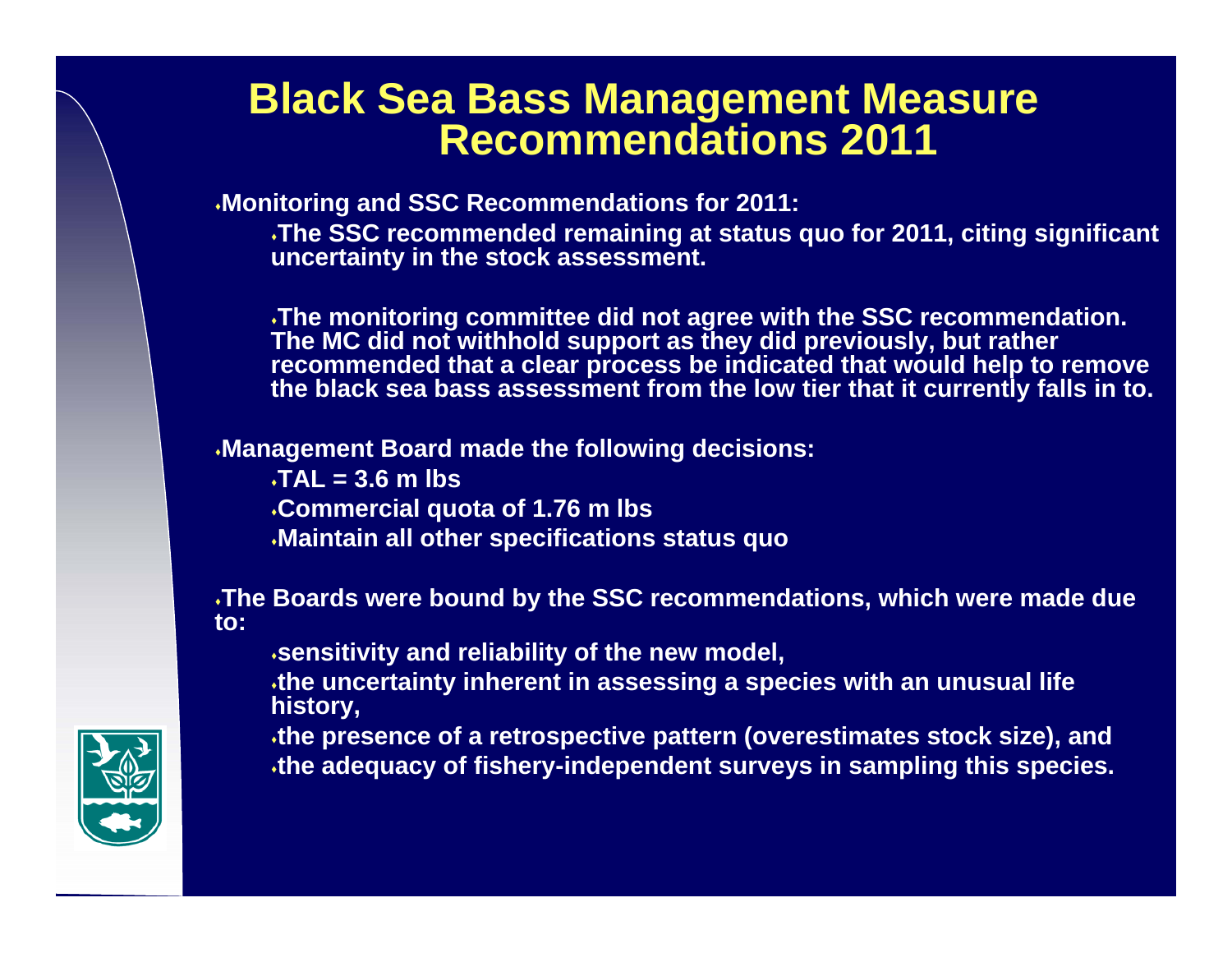# Black Sea Bass Management Measure Recommendations 2011

- Monitoring and SSC Recommendations for 2011:
  - The SSC recommended remaining at status quo for 2011, citing significant uncertainty in the stock assessment.
  - The monitoring committee did not agree with the SSC recommendation. The MC did not withhold support as they did previously, but rather recommended that a clear process be indicated that would help to remove the black sea bass assessment from the low tier that it currently falls in to.
- Management Board made the following decisions:
  - TAL = 3.6 m lbs
  - Commercial quota of 1.76 m lbs
  - Maintain all other specifications status quo
- The Boards were bound by the SSC recommendations, which were made due to:
  - sensitivity and reliability of the new model,
  - the uncertainty inherent in assessing a species with an unusual life history,
  - the presence of a retrospective pattern (overestimates stock size), and
  - the adequacy of fishery-independent surveys in sampling this species.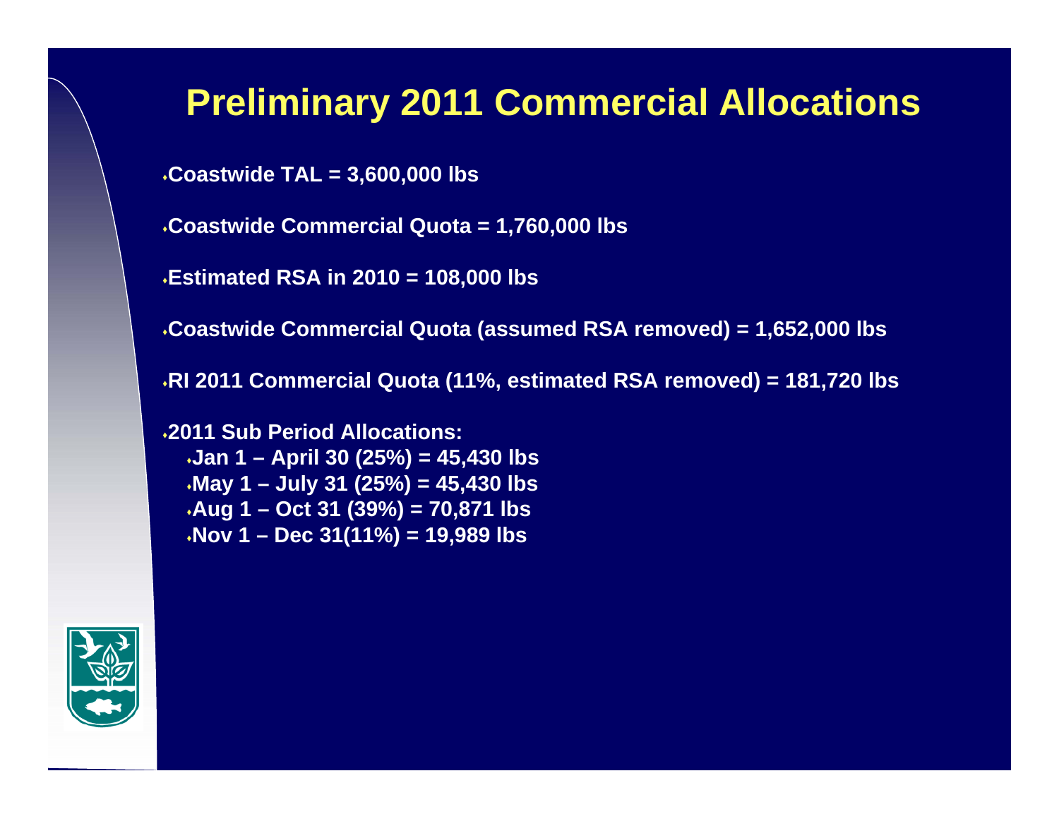# Preliminary 2011 Commercial Allocations

- Coastwide TAL = 3,600,000 lbs
- Coastwide Commercial Quota = 1,760,000 lbs
- Estimated RSA in 2010 = 108,000 lbs
- Coastwide Commercial Quota (assumed RSA removed) = 1,652,000 lbs
- RI 2011 Commercial Quota (11%, estimated RSA removed) = 181,720 lbs
- 2011 Sub Period Allocations:
  - Jan 1 – April 30 (25%) = 45,430 lbs
  - May 1 – July 31 (25%) = 45,430 lbs
  - Aug 1 – Oct 31 (39%) = 70,871 lbs
  - Nov 1 – Dec 31(11%) = 19,989 lbs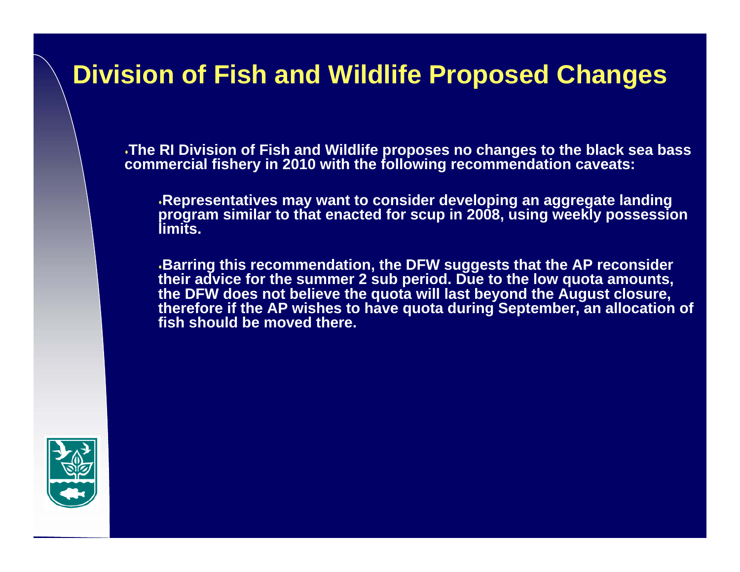# Division of Fish and Wildlife Proposed Changes

- **The RI Division of Fish and Wildlife proposes no changes to the black sea bass commercial fishery in 2010 with the following recommendation caveats:**
  - **Representatives may want to consider developing an aggregate landing program similar to that enacted for scup in 2008, using weekly possession limits.**
  - **Barring this recommendation, the DFW suggests that the AP reconsider their advice for the summer 2 sub period. Due to the low quota amounts, the DFW does not believe the quota will last beyond the August closure, therefore if the AP wishes to have quota during September, an allocation of fish should be moved there.**